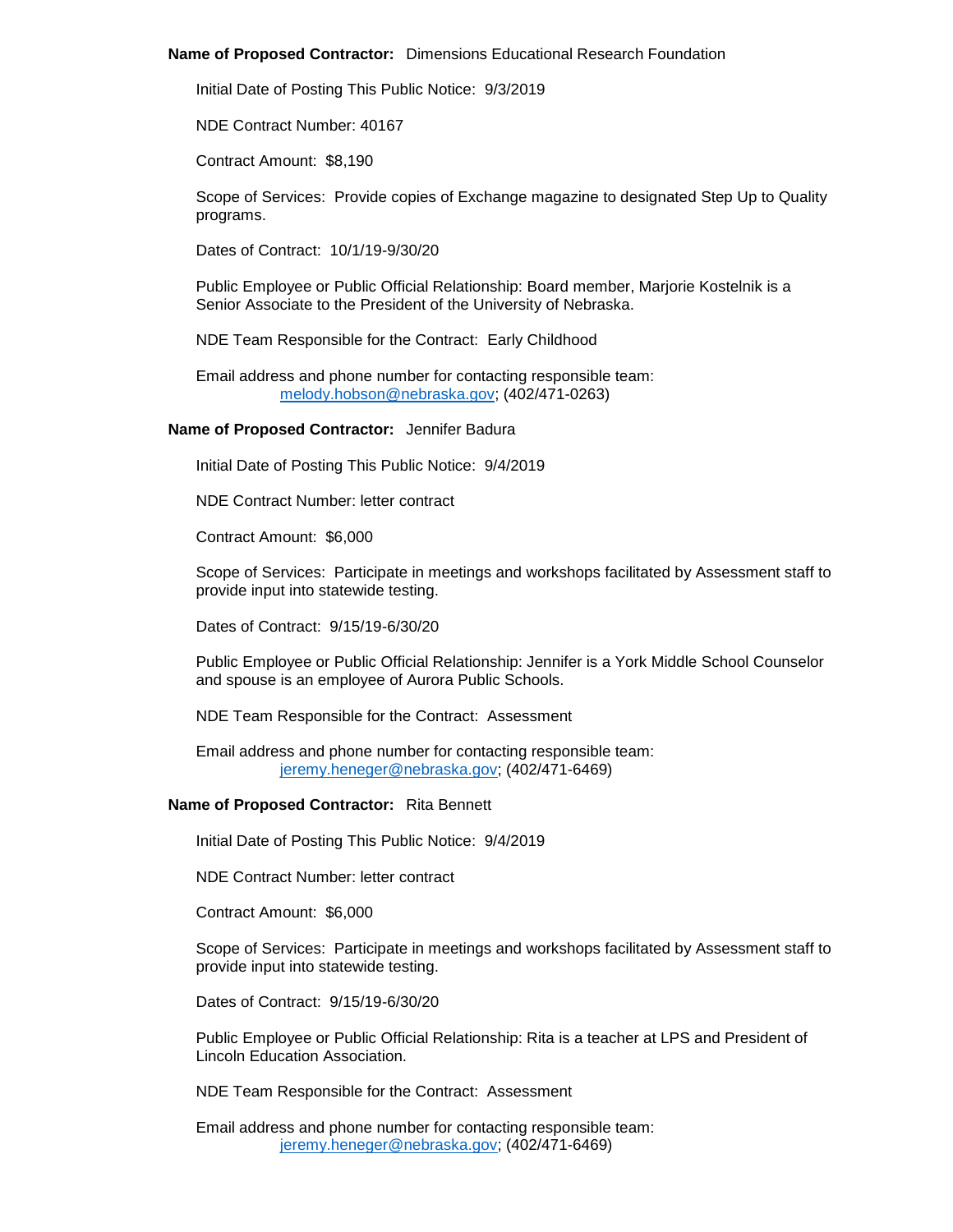**Name of Proposed Contractor:** Dimensions Educational Research Foundation

Initial Date of Posting This Public Notice: 9/3/2019

NDE Contract Number: 40167

Contract Amount: $8,190

Scope of Services: Provide copies of Exchange magazine to designated Step Up to Quality programs.

Dates of Contract: 10/1/19-9/30/20

Public Employee or Public Official Relationship: Board member, Marjorie Kostelnik is a Senior Associate to the President of the University of Nebraska.

NDE Team Responsible for the Contract: Early Childhood

Email address and phone number for contacting responsible team:
melody.hobson@nebraska.gov; (402/471-0263)

**Name of Proposed Contractor:** Jennifer Badura

Initial Date of Posting This Public Notice: 9/4/2019

NDE Contract Number: letter contract

Contract Amount: $6,000

Scope of Services: Participate in meetings and workshops facilitated by Assessment staff to provide input into statewide testing.

Dates of Contract: 9/15/19-6/30/20

Public Employee or Public Official Relationship: Jennifer is a York Middle School Counselor and spouse is an employee of Aurora Public Schools.

NDE Team Responsible for the Contract: Assessment

Email address and phone number for contacting responsible team:
jeremy.heneger@nebraska.gov; (402/471-6469)

**Name of Proposed Contractor:** Rita Bennett

Initial Date of Posting This Public Notice: 9/4/2019

NDE Contract Number: letter contract

Contract Amount: $6,000

Scope of Services: Participate in meetings and workshops facilitated by Assessment staff to provide input into statewide testing.

Dates of Contract: 9/15/19-6/30/20

Public Employee or Public Official Relationship: Rita is a teacher at LPS and President of Lincoln Education Association.

NDE Team Responsible for the Contract: Assessment

Email address and phone number for contacting responsible team:
jeremy.heneger@nebraska.gov; (402/471-6469)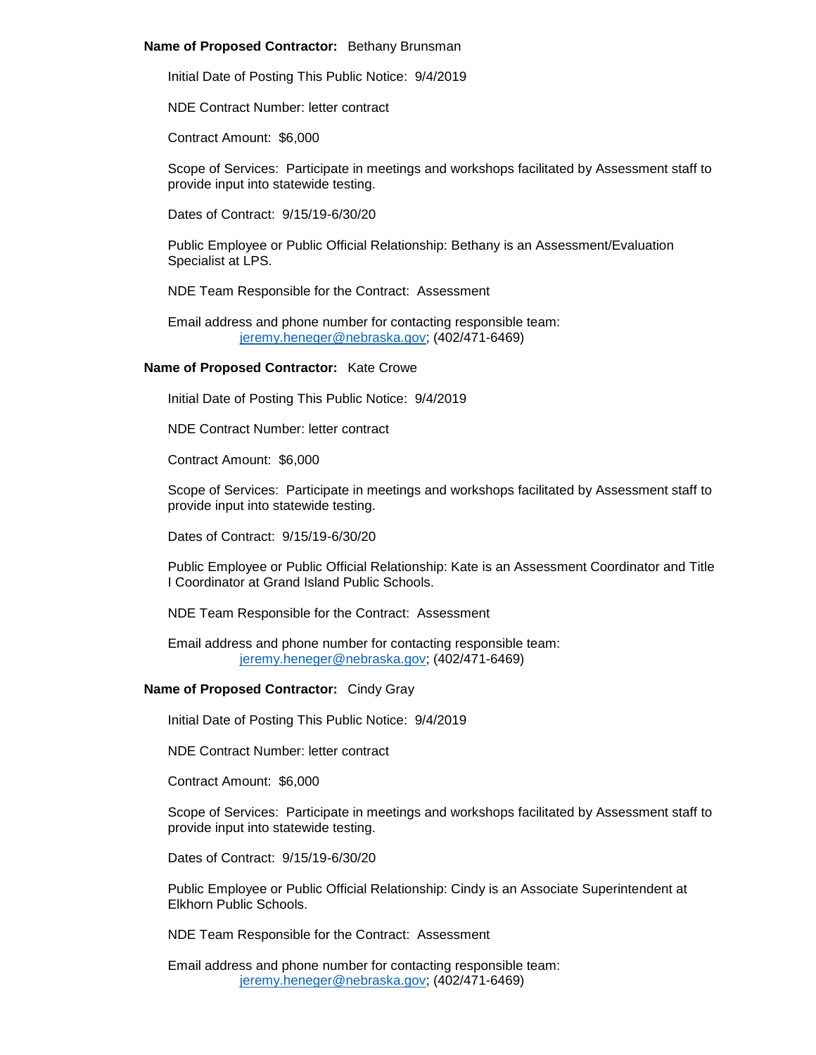**Name of Proposed Contractor:** Bethany Brunsman

Initial Date of Posting This Public Notice: 9/4/2019

NDE Contract Number: letter contract

Contract Amount: $6,000

Scope of Services: Participate in meetings and workshops facilitated by Assessment staff to provide input into statewide testing.

Dates of Contract: 9/15/19-6/30/20

Public Employee or Public Official Relationship: Bethany is an Assessment/Evaluation Specialist at LPS.

NDE Team Responsible for the Contract: Assessment

Email address and phone number for contacting responsible team:
jeremy.heneger@nebraska.gov; (402/471-6469)

**Name of Proposed Contractor:** Kate Crowe

Initial Date of Posting This Public Notice: 9/4/2019

NDE Contract Number: letter contract

Contract Amount: $6,000

Scope of Services: Participate in meetings and workshops facilitated by Assessment staff to provide input into statewide testing.

Dates of Contract: 9/15/19-6/30/20

Public Employee or Public Official Relationship: Kate is an Assessment Coordinator and Title I Coordinator at Grand Island Public Schools.

NDE Team Responsible for the Contract: Assessment

Email address and phone number for contacting responsible team:
jeremy.heneger@nebraska.gov; (402/471-6469)

**Name of Proposed Contractor:** Cindy Gray

Initial Date of Posting This Public Notice: 9/4/2019

NDE Contract Number: letter contract

Contract Amount: $6,000

Scope of Services: Participate in meetings and workshops facilitated by Assessment staff to provide input into statewide testing.

Dates of Contract: 9/15/19-6/30/20

Public Employee or Public Official Relationship: Cindy is an Associate Superintendent at Elkhorn Public Schools.

NDE Team Responsible for the Contract: Assessment

Email address and phone number for contacting responsible team:
jeremy.heneger@nebraska.gov; (402/471-6469)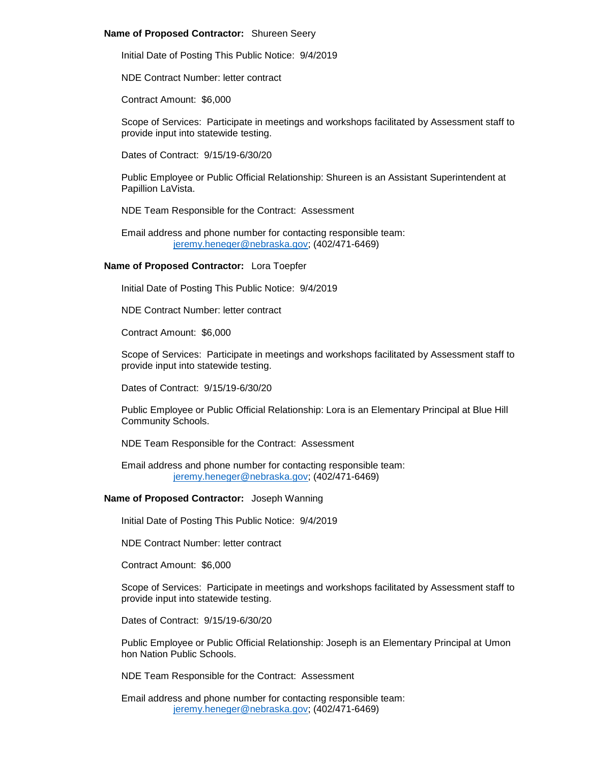**Name of Proposed Contractor:** Shureen Seery

Initial Date of Posting This Public Notice: 9/4/2019

NDE Contract Number: letter contract

Contract Amount: $6,000

Scope of Services: Participate in meetings and workshops facilitated by Assessment staff to provide input into statewide testing.

Dates of Contract: 9/15/19-6/30/20

Public Employee or Public Official Relationship: Shureen is an Assistant Superintendent at Papillion LaVista.

NDE Team Responsible for the Contract: Assessment

Email address and phone number for contacting responsible team:
jeremy.heneger@nebraska.gov; (402/471-6469)

**Name of Proposed Contractor:** Lora Toepfer

Initial Date of Posting This Public Notice: 9/4/2019

NDE Contract Number: letter contract

Contract Amount: $6,000

Scope of Services: Participate in meetings and workshops facilitated by Assessment staff to provide input into statewide testing.

Dates of Contract: 9/15/19-6/30/20

Public Employee or Public Official Relationship: Lora is an Elementary Principal at Blue Hill Community Schools.

NDE Team Responsible for the Contract: Assessment

Email address and phone number for contacting responsible team:
jeremy.heneger@nebraska.gov; (402/471-6469)

**Name of Proposed Contractor:** Joseph Wanning

Initial Date of Posting This Public Notice: 9/4/2019

NDE Contract Number: letter contract

Contract Amount: $6,000

Scope of Services: Participate in meetings and workshops facilitated by Assessment staff to provide input into statewide testing.

Dates of Contract: 9/15/19-6/30/20

Public Employee or Public Official Relationship: Joseph is an Elementary Principal at Umon hon Nation Public Schools.

NDE Team Responsible for the Contract: Assessment

Email address and phone number for contacting responsible team:
jeremy.heneger@nebraska.gov; (402/471-6469)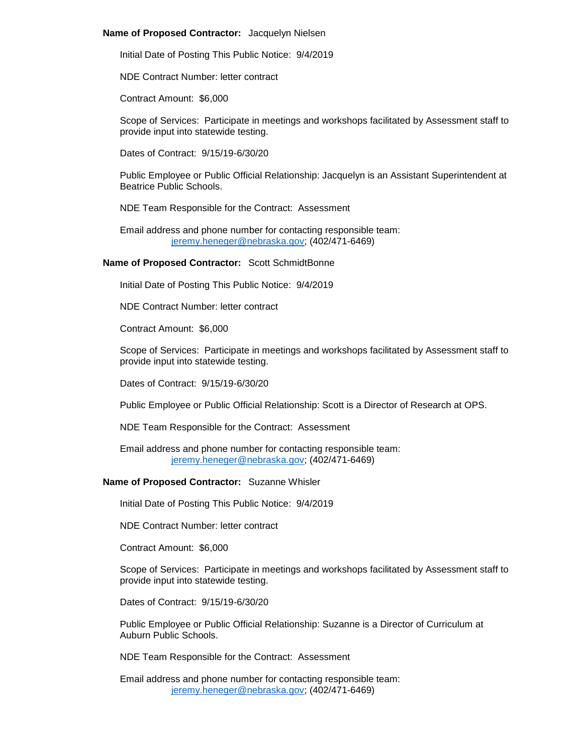**Name of Proposed Contractor:** Jacquelyn Nielsen

Initial Date of Posting This Public Notice: 9/4/2019

NDE Contract Number: letter contract

Contract Amount: $6,000

Scope of Services: Participate in meetings and workshops facilitated by Assessment staff to provide input into statewide testing.

Dates of Contract: 9/15/19-6/30/20

Public Employee or Public Official Relationship: Jacquelyn is an Assistant Superintendent at Beatrice Public Schools.

NDE Team Responsible for the Contract: Assessment

Email address and phone number for contacting responsible team:
jeremy.heneger@nebraska.gov; (402/471-6469)

**Name of Proposed Contractor:** Scott SchmidtBonne

Initial Date of Posting This Public Notice: 9/4/2019

NDE Contract Number: letter contract

Contract Amount: $6,000

Scope of Services: Participate in meetings and workshops facilitated by Assessment staff to provide input into statewide testing.

Dates of Contract: 9/15/19-6/30/20

Public Employee or Public Official Relationship: Scott is a Director of Research at OPS.

NDE Team Responsible for the Contract: Assessment

Email address and phone number for contacting responsible team:
jeremy.heneger@nebraska.gov; (402/471-6469)

**Name of Proposed Contractor:** Suzanne Whisler

Initial Date of Posting This Public Notice: 9/4/2019

NDE Contract Number: letter contract

Contract Amount: $6,000

Scope of Services: Participate in meetings and workshops facilitated by Assessment staff to provide input into statewide testing.

Dates of Contract: 9/15/19-6/30/20

Public Employee or Public Official Relationship: Suzanne is a Director of Curriculum at Auburn Public Schools.

NDE Team Responsible for the Contract: Assessment

Email address and phone number for contacting responsible team:
jeremy.heneger@nebraska.gov; (402/471-6469)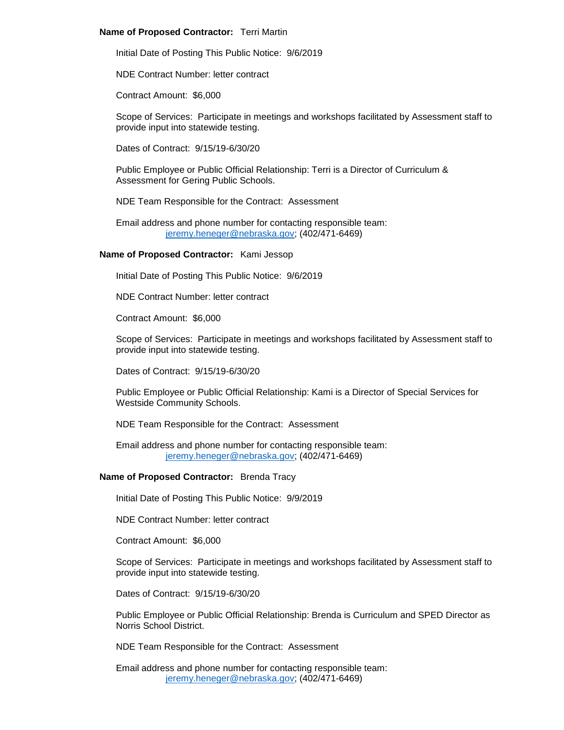**Name of Proposed Contractor:** Terri Martin

Initial Date of Posting This Public Notice: 9/6/2019

NDE Contract Number: letter contract

Contract Amount: $6,000

Scope of Services: Participate in meetings and workshops facilitated by Assessment staff to provide input into statewide testing.

Dates of Contract: 9/15/19-6/30/20

Public Employee or Public Official Relationship: Terri is a Director of Curriculum & Assessment for Gering Public Schools.

NDE Team Responsible for the Contract: Assessment

Email address and phone number for contacting responsible team:
jeremy.heneger@nebraska.gov; (402/471-6469)

**Name of Proposed Contractor:** Kami Jessop

Initial Date of Posting This Public Notice: 9/6/2019

NDE Contract Number: letter contract

Contract Amount: $6,000

Scope of Services: Participate in meetings and workshops facilitated by Assessment staff to provide input into statewide testing.

Dates of Contract: 9/15/19-6/30/20

Public Employee or Public Official Relationship: Kami is a Director of Special Services for Westside Community Schools.

NDE Team Responsible for the Contract: Assessment

Email address and phone number for contacting responsible team:
jeremy.heneger@nebraska.gov; (402/471-6469)

**Name of Proposed Contractor:** Brenda Tracy

Initial Date of Posting This Public Notice: 9/9/2019

NDE Contract Number: letter contract

Contract Amount: $6,000

Scope of Services: Participate in meetings and workshops facilitated by Assessment staff to provide input into statewide testing.

Dates of Contract: 9/15/19-6/30/20

Public Employee or Public Official Relationship: Brenda is Curriculum and SPED Director as Norris School District.

NDE Team Responsible for the Contract: Assessment

Email address and phone number for contacting responsible team:
jeremy.heneger@nebraska.gov; (402/471-6469)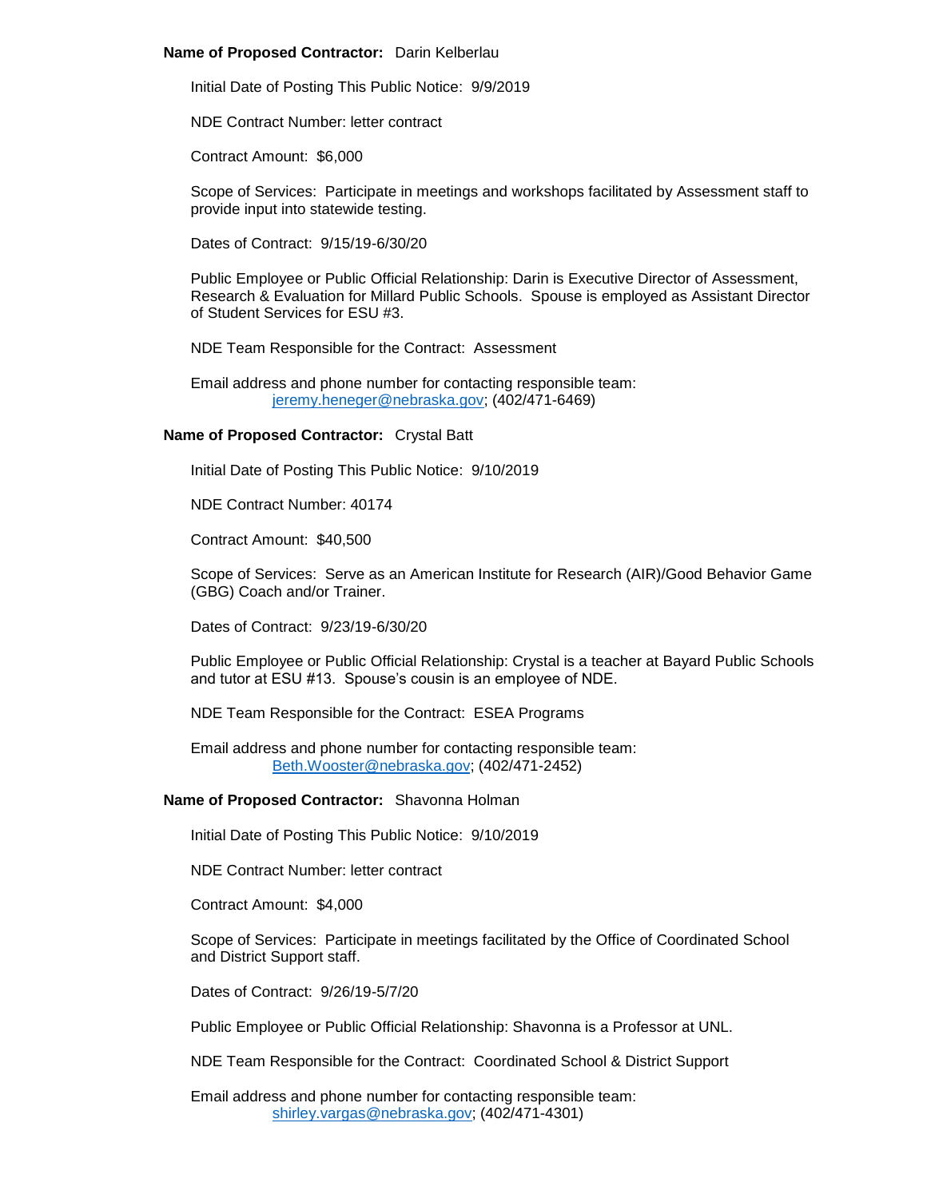**Name of Proposed Contractor:** Darin Kelberlau

Initial Date of Posting This Public Notice: 9/9/2019

NDE Contract Number: letter contract

Contract Amount: $6,000

Scope of Services: Participate in meetings and workshops facilitated by Assessment staff to provide input into statewide testing.

Dates of Contract: 9/15/19-6/30/20

Public Employee or Public Official Relationship: Darin is Executive Director of Assessment, Research & Evaluation for Millard Public Schools. Spouse is employed as Assistant Director of Student Services for ESU #3.

NDE Team Responsible for the Contract: Assessment

Email address and phone number for contacting responsible team:
jeremy.heneger@nebraska.gov; (402/471-6469)

**Name of Proposed Contractor:** Crystal Batt

Initial Date of Posting This Public Notice: 9/10/2019

NDE Contract Number: 40174

Contract Amount: $40,500

Scope of Services: Serve as an American Institute for Research (AIR)/Good Behavior Game (GBG) Coach and/or Trainer.

Dates of Contract: 9/23/19-6/30/20

Public Employee or Public Official Relationship: Crystal is a teacher at Bayard Public Schools and tutor at ESU #13. Spouse's cousin is an employee of NDE.

NDE Team Responsible for the Contract: ESEA Programs

Email address and phone number for contacting responsible team:
Beth.Wooster@nebraska.gov; (402/471-2452)

**Name of Proposed Contractor:** Shavonna Holman

Initial Date of Posting This Public Notice: 9/10/2019

NDE Contract Number: letter contract

Contract Amount: $4,000

Scope of Services: Participate in meetings facilitated by the Office of Coordinated School and District Support staff.

Dates of Contract: 9/26/19-5/7/20

Public Employee or Public Official Relationship: Shavonna is a Professor at UNL.

NDE Team Responsible for the Contract: Coordinated School & District Support

Email address and phone number for contacting responsible team:
shirley.vargas@nebraska.gov; (402/471-4301)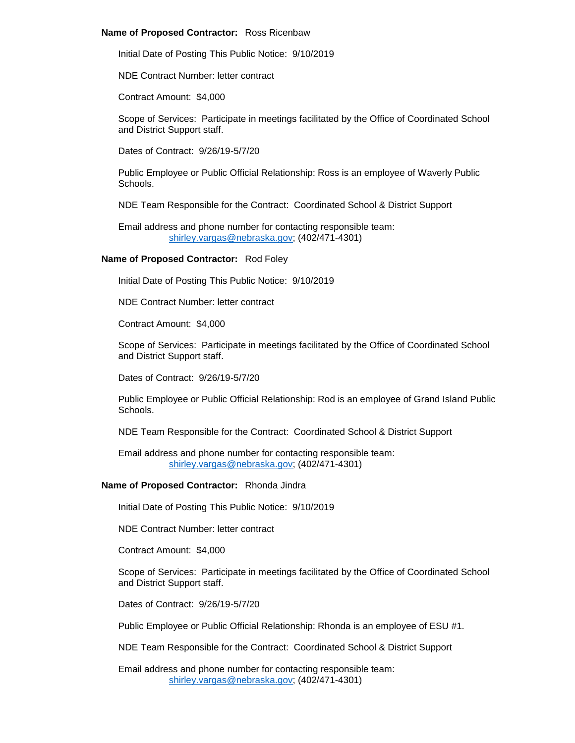**Name of Proposed Contractor:** Ross Ricenbaw

Initial Date of Posting This Public Notice: 9/10/2019

NDE Contract Number: letter contract

Contract Amount: $4,000

Scope of Services: Participate in meetings facilitated by the Office of Coordinated School and District Support staff.

Dates of Contract: 9/26/19-5/7/20

Public Employee or Public Official Relationship: Ross is an employee of Waverly Public Schools.

NDE Team Responsible for the Contract: Coordinated School & District Support

Email address and phone number for contacting responsible team:
shirley.vargas@nebraska.gov; (402/471-4301)

**Name of Proposed Contractor:** Rod Foley

Initial Date of Posting This Public Notice: 9/10/2019

NDE Contract Number: letter contract

Contract Amount: $4,000

Scope of Services: Participate in meetings facilitated by the Office of Coordinated School and District Support staff.

Dates of Contract: 9/26/19-5/7/20

Public Employee or Public Official Relationship: Rod is an employee of Grand Island Public Schools.

NDE Team Responsible for the Contract: Coordinated School & District Support

Email address and phone number for contacting responsible team:
shirley.vargas@nebraska.gov; (402/471-4301)

**Name of Proposed Contractor:** Rhonda Jindra

Initial Date of Posting This Public Notice: 9/10/2019

NDE Contract Number: letter contract

Contract Amount: $4,000

Scope of Services: Participate in meetings facilitated by the Office of Coordinated School and District Support staff.

Dates of Contract: 9/26/19-5/7/20

Public Employee or Public Official Relationship: Rhonda is an employee of ESU #1.

NDE Team Responsible for the Contract: Coordinated School & District Support

Email address and phone number for contacting responsible team:
shirley.vargas@nebraska.gov; (402/471-4301)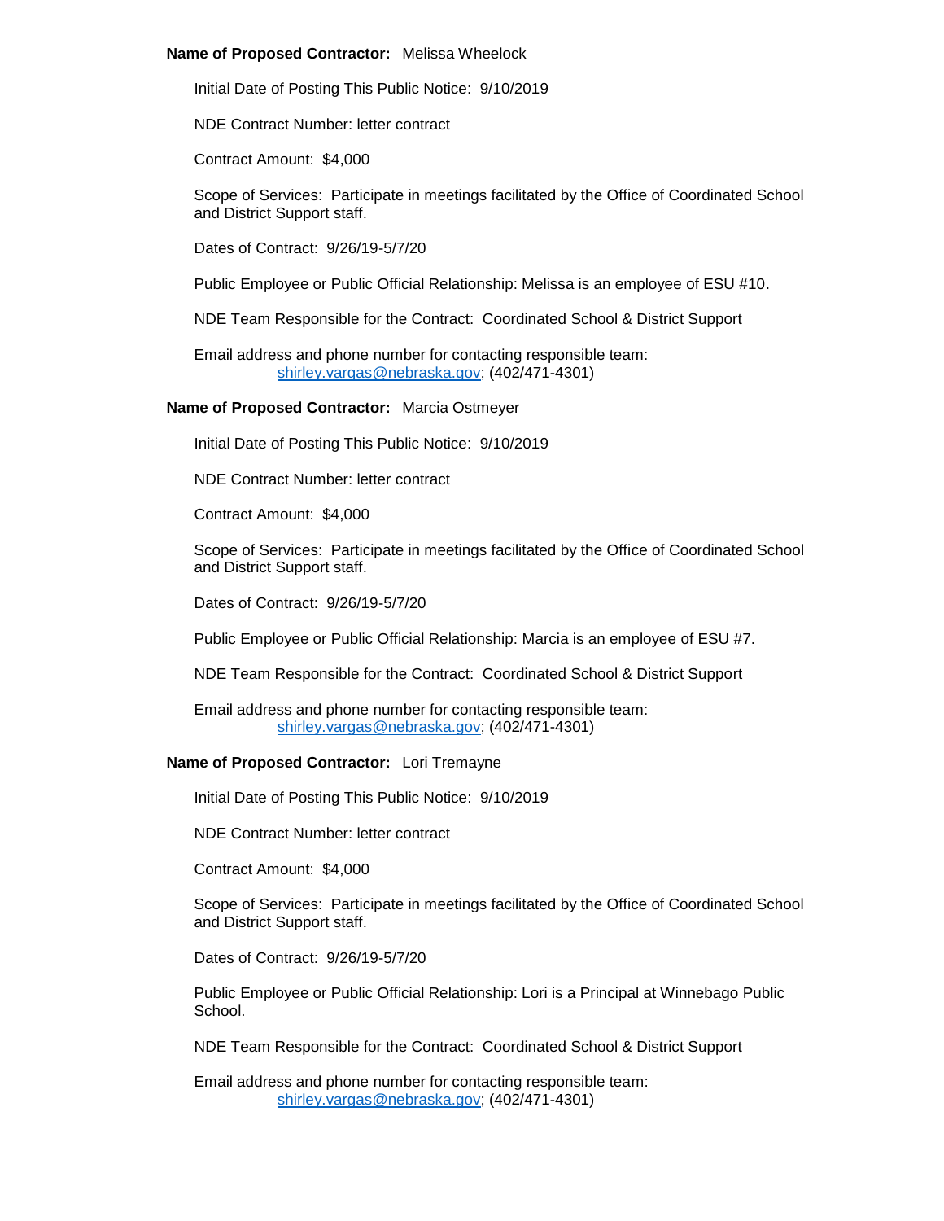**Name of Proposed Contractor:** Melissa Wheelock

Initial Date of Posting This Public Notice: 9/10/2019

NDE Contract Number: letter contract

Contract Amount: $4,000

Scope of Services: Participate in meetings facilitated by the Office of Coordinated School and District Support staff.

Dates of Contract: 9/26/19-5/7/20

Public Employee or Public Official Relationship: Melissa is an employee of ESU #10.

NDE Team Responsible for the Contract: Coordinated School & District Support

Email address and phone number for contacting responsible team:
shirley.vargas@nebraska.gov; (402/471-4301)

**Name of Proposed Contractor:** Marcia Ostmeyer

Initial Date of Posting This Public Notice: 9/10/2019

NDE Contract Number: letter contract

Contract Amount: $4,000

Scope of Services: Participate in meetings facilitated by the Office of Coordinated School and District Support staff.

Dates of Contract: 9/26/19-5/7/20

Public Employee or Public Official Relationship: Marcia is an employee of ESU #7.

NDE Team Responsible for the Contract: Coordinated School & District Support

Email address and phone number for contacting responsible team:
shirley.vargas@nebraska.gov; (402/471-4301)

**Name of Proposed Contractor:** Lori Tremayne

Initial Date of Posting This Public Notice: 9/10/2019

NDE Contract Number: letter contract

Contract Amount: $4,000

Scope of Services: Participate in meetings facilitated by the Office of Coordinated School and District Support staff.

Dates of Contract: 9/26/19-5/7/20

Public Employee or Public Official Relationship: Lori is a Principal at Winnebago Public School.

NDE Team Responsible for the Contract: Coordinated School & District Support

Email address and phone number for contacting responsible team:
shirley.vargas@nebraska.gov; (402/471-4301)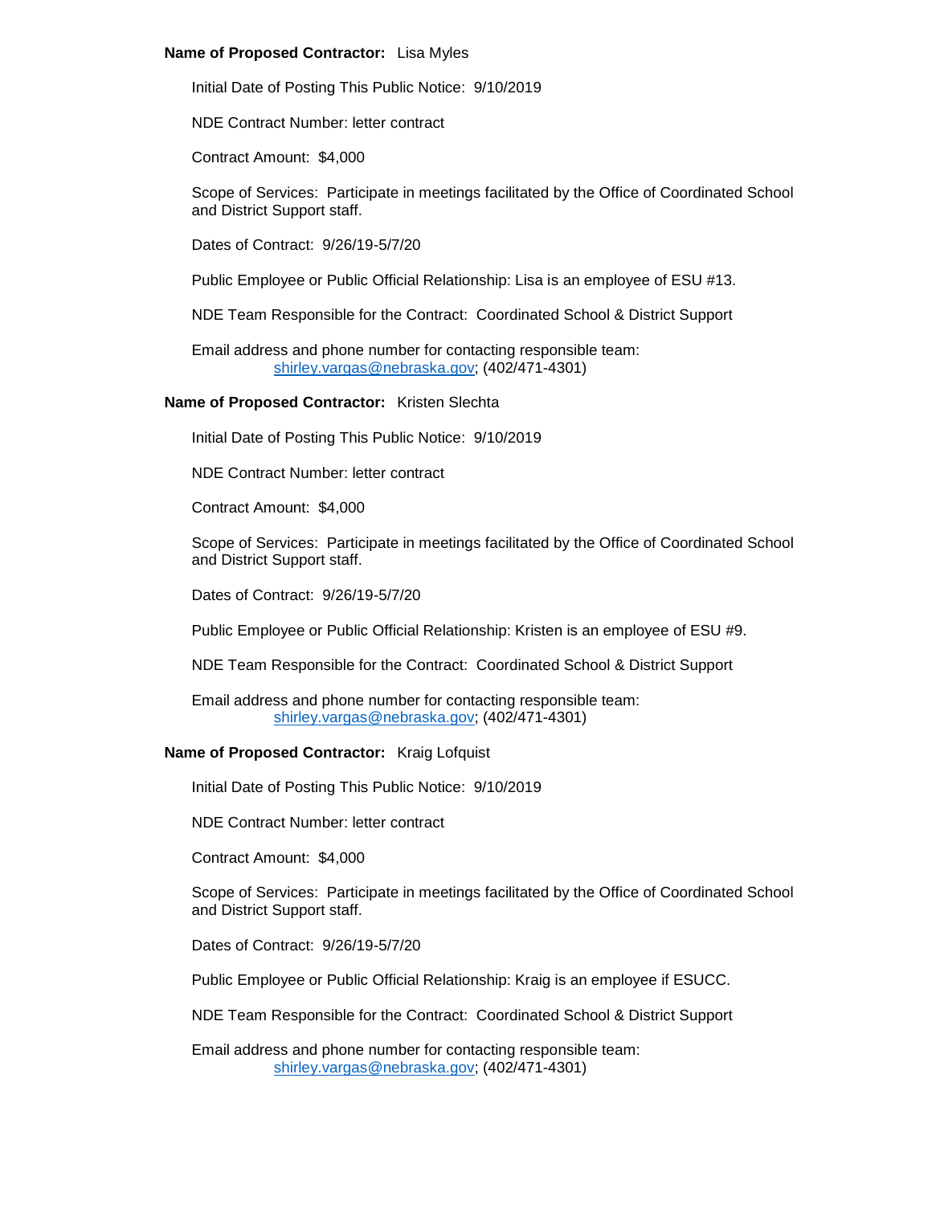**Name of Proposed Contractor:** Lisa Myles

Initial Date of Posting This Public Notice: 9/10/2019

NDE Contract Number: letter contract

Contract Amount: $4,000

Scope of Services: Participate in meetings facilitated by the Office of Coordinated School and District Support staff.

Dates of Contract: 9/26/19-5/7/20

Public Employee or Public Official Relationship: Lisa is an employee of ESU #13.

NDE Team Responsible for the Contract: Coordinated School & District Support

Email address and phone number for contacting responsible team:
shirley.vargas@nebraska.gov; (402/471-4301)

**Name of Proposed Contractor:** Kristen Slechta

Initial Date of Posting This Public Notice: 9/10/2019

NDE Contract Number: letter contract

Contract Amount: $4,000

Scope of Services: Participate in meetings facilitated by the Office of Coordinated School and District Support staff.

Dates of Contract: 9/26/19-5/7/20

Public Employee or Public Official Relationship: Kristen is an employee of ESU #9.

NDE Team Responsible for the Contract: Coordinated School & District Support

Email address and phone number for contacting responsible team:
shirley.vargas@nebraska.gov; (402/471-4301)

**Name of Proposed Contractor:** Kraig Lofquist

Initial Date of Posting This Public Notice: 9/10/2019

NDE Contract Number: letter contract

Contract Amount: $4,000

Scope of Services: Participate in meetings facilitated by the Office of Coordinated School and District Support staff.

Dates of Contract: 9/26/19-5/7/20

Public Employee or Public Official Relationship: Kraig is an employee if ESUCC.

NDE Team Responsible for the Contract: Coordinated School & District Support

Email address and phone number for contacting responsible team:
shirley.vargas@nebraska.gov; (402/471-4301)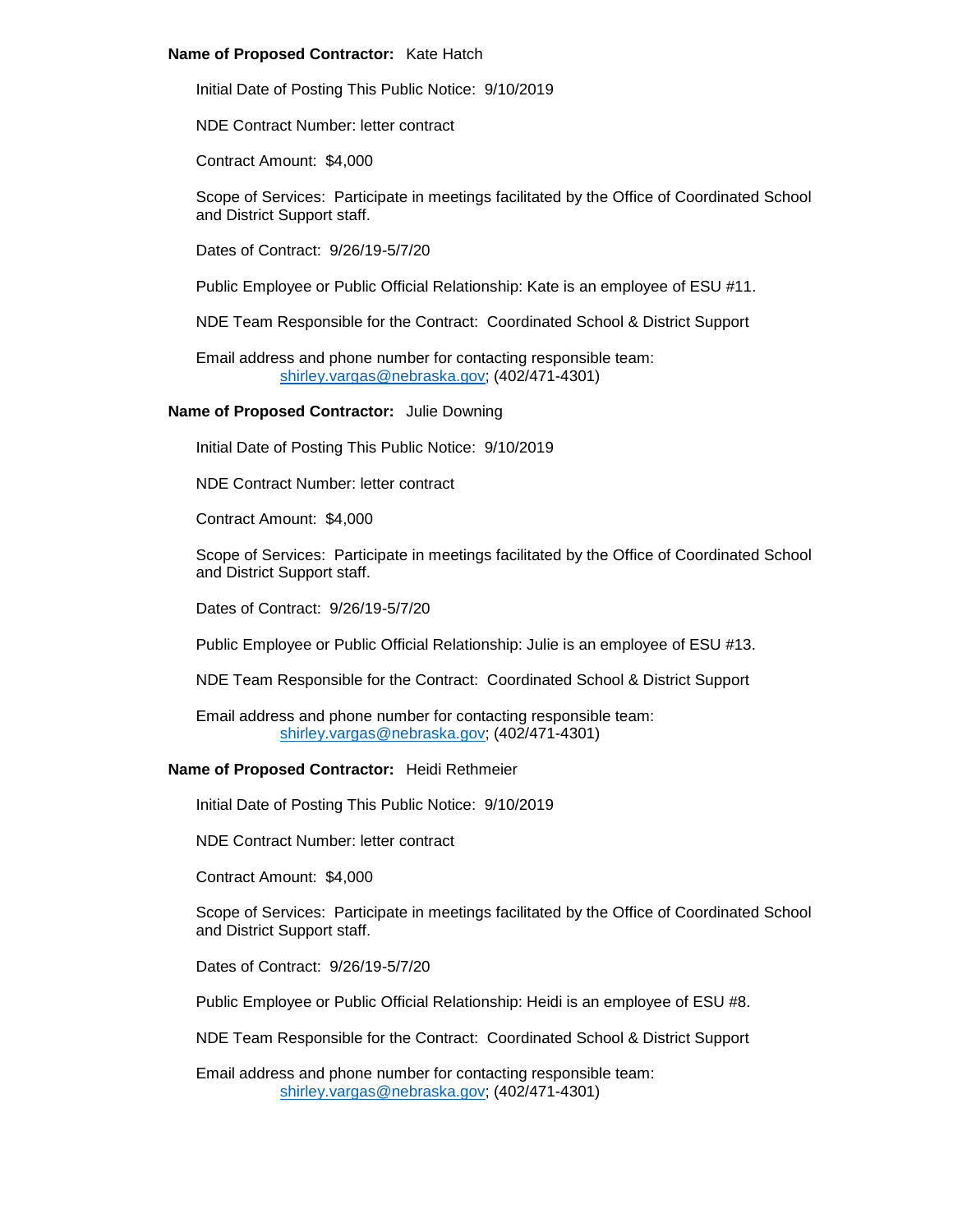**Name of Proposed Contractor:** Kate Hatch

Initial Date of Posting This Public Notice: 9/10/2019

NDE Contract Number: letter contract

Contract Amount: $4,000

Scope of Services: Participate in meetings facilitated by the Office of Coordinated School and District Support staff.

Dates of Contract: 9/26/19-5/7/20

Public Employee or Public Official Relationship: Kate is an employee of ESU #11.

NDE Team Responsible for the Contract: Coordinated School & District Support

Email address and phone number for contacting responsible team:
shirley.vargas@nebraska.gov; (402/471-4301)

**Name of Proposed Contractor:** Julie Downing

Initial Date of Posting This Public Notice: 9/10/2019

NDE Contract Number: letter contract

Contract Amount: $4,000

Scope of Services: Participate in meetings facilitated by the Office of Coordinated School and District Support staff.

Dates of Contract: 9/26/19-5/7/20

Public Employee or Public Official Relationship: Julie is an employee of ESU #13.

NDE Team Responsible for the Contract: Coordinated School & District Support

Email address and phone number for contacting responsible team:
shirley.vargas@nebraska.gov; (402/471-4301)

**Name of Proposed Contractor:** Heidi Rethmeier

Initial Date of Posting This Public Notice: 9/10/2019

NDE Contract Number: letter contract

Contract Amount: $4,000

Scope of Services: Participate in meetings facilitated by the Office of Coordinated School and District Support staff.

Dates of Contract: 9/26/19-5/7/20

Public Employee or Public Official Relationship: Heidi is an employee of ESU #8.

NDE Team Responsible for the Contract: Coordinated School & District Support

Email address and phone number for contacting responsible team:
shirley.vargas@nebraska.gov; (402/471-4301)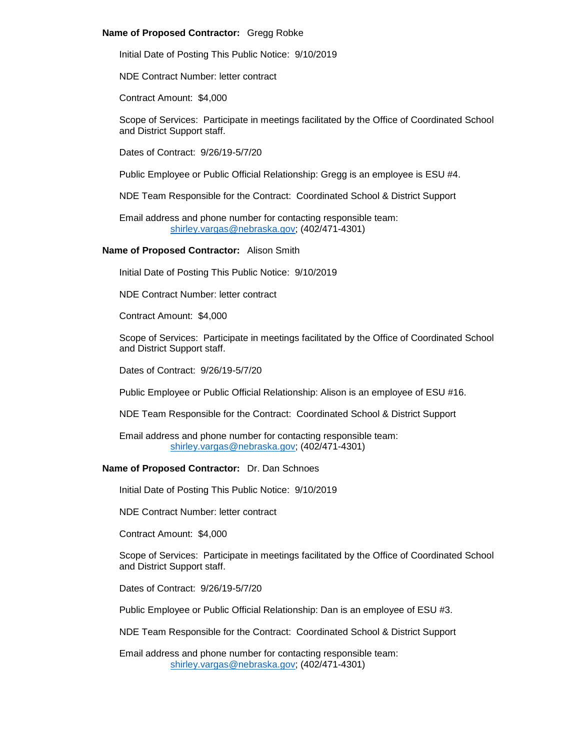**Name of Proposed Contractor:** Gregg Robke

Initial Date of Posting This Public Notice: 9/10/2019

NDE Contract Number: letter contract

Contract Amount: $4,000

Scope of Services: Participate in meetings facilitated by the Office of Coordinated School and District Support staff.

Dates of Contract: 9/26/19-5/7/20

Public Employee or Public Official Relationship: Gregg is an employee is ESU #4.

NDE Team Responsible for the Contract: Coordinated School & District Support

Email address and phone number for contacting responsible team:
shirley.vargas@nebraska.gov; (402/471-4301)

**Name of Proposed Contractor:** Alison Smith

Initial Date of Posting This Public Notice: 9/10/2019

NDE Contract Number: letter contract

Contract Amount: $4,000

Scope of Services: Participate in meetings facilitated by the Office of Coordinated School and District Support staff.

Dates of Contract: 9/26/19-5/7/20

Public Employee or Public Official Relationship: Alison is an employee of ESU #16.

NDE Team Responsible for the Contract: Coordinated School & District Support

Email address and phone number for contacting responsible team:
shirley.vargas@nebraska.gov; (402/471-4301)

**Name of Proposed Contractor:** Dr. Dan Schnoes

Initial Date of Posting This Public Notice: 9/10/2019

NDE Contract Number: letter contract

Contract Amount: $4,000

Scope of Services: Participate in meetings facilitated by the Office of Coordinated School and District Support staff.

Dates of Contract: 9/26/19-5/7/20

Public Employee or Public Official Relationship: Dan is an employee of ESU #3.

NDE Team Responsible for the Contract: Coordinated School & District Support

Email address and phone number for contacting responsible team:
shirley.vargas@nebraska.gov; (402/471-4301)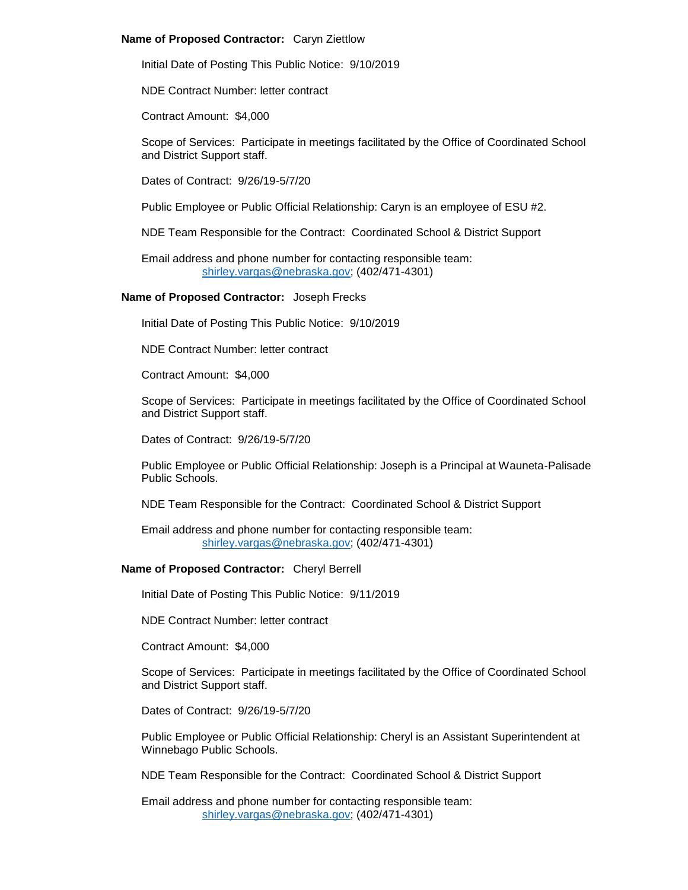**Name of Proposed Contractor:** Caryn Ziettlow

Initial Date of Posting This Public Notice: 9/10/2019

NDE Contract Number: letter contract

Contract Amount: $4,000

Scope of Services: Participate in meetings facilitated by the Office of Coordinated School and District Support staff.

Dates of Contract: 9/26/19-5/7/20

Public Employee or Public Official Relationship: Caryn is an employee of ESU #2.

NDE Team Responsible for the Contract: Coordinated School & District Support

Email address and phone number for contacting responsible team:
shirley.vargas@nebraska.gov; (402/471-4301)

**Name of Proposed Contractor:** Joseph Frecks

Initial Date of Posting This Public Notice: 9/10/2019

NDE Contract Number: letter contract

Contract Amount: $4,000

Scope of Services: Participate in meetings facilitated by the Office of Coordinated School and District Support staff.

Dates of Contract: 9/26/19-5/7/20

Public Employee or Public Official Relationship: Joseph is a Principal at Wauneta-Palisade Public Schools.

NDE Team Responsible for the Contract: Coordinated School & District Support

Email address and phone number for contacting responsible team:
shirley.vargas@nebraska.gov; (402/471-4301)

**Name of Proposed Contractor:** Cheryl Berrell

Initial Date of Posting This Public Notice: 9/11/2019

NDE Contract Number: letter contract

Contract Amount: $4,000

Scope of Services: Participate in meetings facilitated by the Office of Coordinated School and District Support staff.

Dates of Contract: 9/26/19-5/7/20

Public Employee or Public Official Relationship: Cheryl is an Assistant Superintendent at Winnebago Public Schools.

NDE Team Responsible for the Contract: Coordinated School & District Support

Email address and phone number for contacting responsible team:
shirley.vargas@nebraska.gov; (402/471-4301)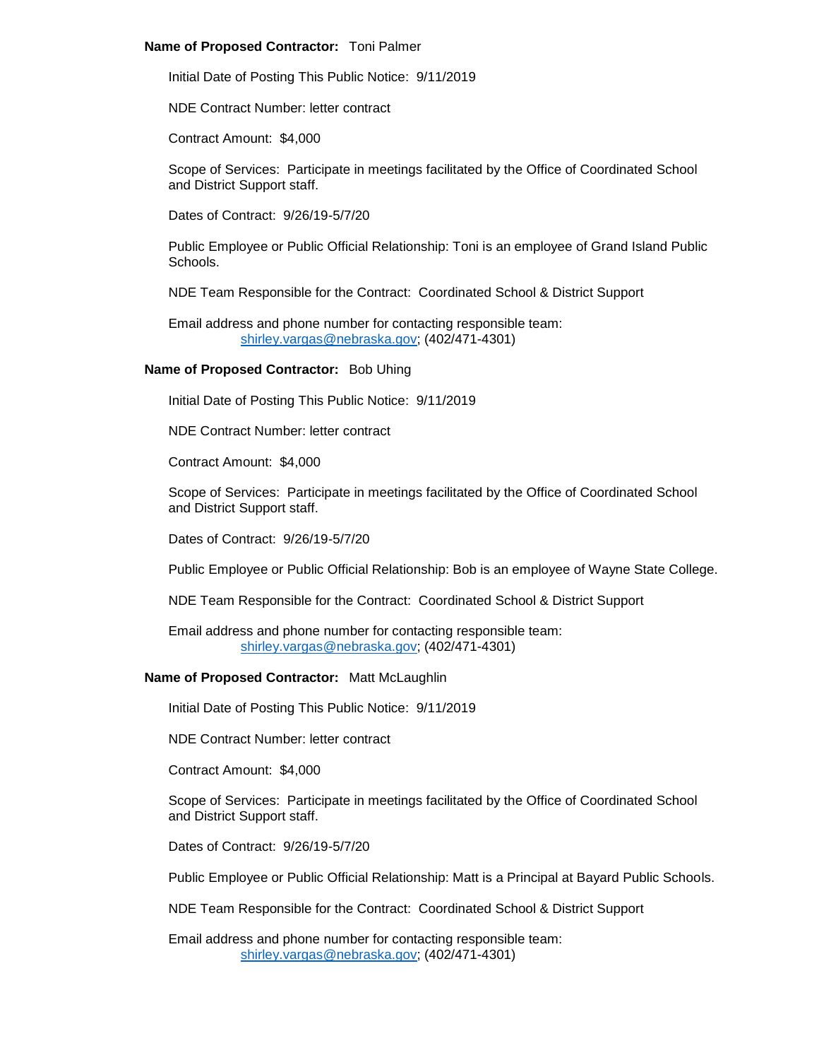**Name of Proposed Contractor:** Toni Palmer

Initial Date of Posting This Public Notice: 9/11/2019

NDE Contract Number: letter contract

Contract Amount: $4,000

Scope of Services: Participate in meetings facilitated by the Office of Coordinated School and District Support staff.

Dates of Contract: 9/26/19-5/7/20

Public Employee or Public Official Relationship: Toni is an employee of Grand Island Public Schools.

NDE Team Responsible for the Contract: Coordinated School & District Support

Email address and phone number for contacting responsible team:
shirley.vargas@nebraska.gov; (402/471-4301)

**Name of Proposed Contractor:** Bob Uhing

Initial Date of Posting This Public Notice: 9/11/2019

NDE Contract Number: letter contract

Contract Amount: $4,000

Scope of Services: Participate in meetings facilitated by the Office of Coordinated School and District Support staff.

Dates of Contract: 9/26/19-5/7/20

Public Employee or Public Official Relationship: Bob is an employee of Wayne State College.

NDE Team Responsible for the Contract: Coordinated School & District Support

Email address and phone number for contacting responsible team:
shirley.vargas@nebraska.gov; (402/471-4301)

**Name of Proposed Contractor:** Matt McLaughlin

Initial Date of Posting This Public Notice: 9/11/2019

NDE Contract Number: letter contract

Contract Amount: $4,000

Scope of Services: Participate in meetings facilitated by the Office of Coordinated School and District Support staff.

Dates of Contract: 9/26/19-5/7/20

Public Employee or Public Official Relationship: Matt is a Principal at Bayard Public Schools.

NDE Team Responsible for the Contract: Coordinated School & District Support

Email address and phone number for contacting responsible team:
shirley.vargas@nebraska.gov; (402/471-4301)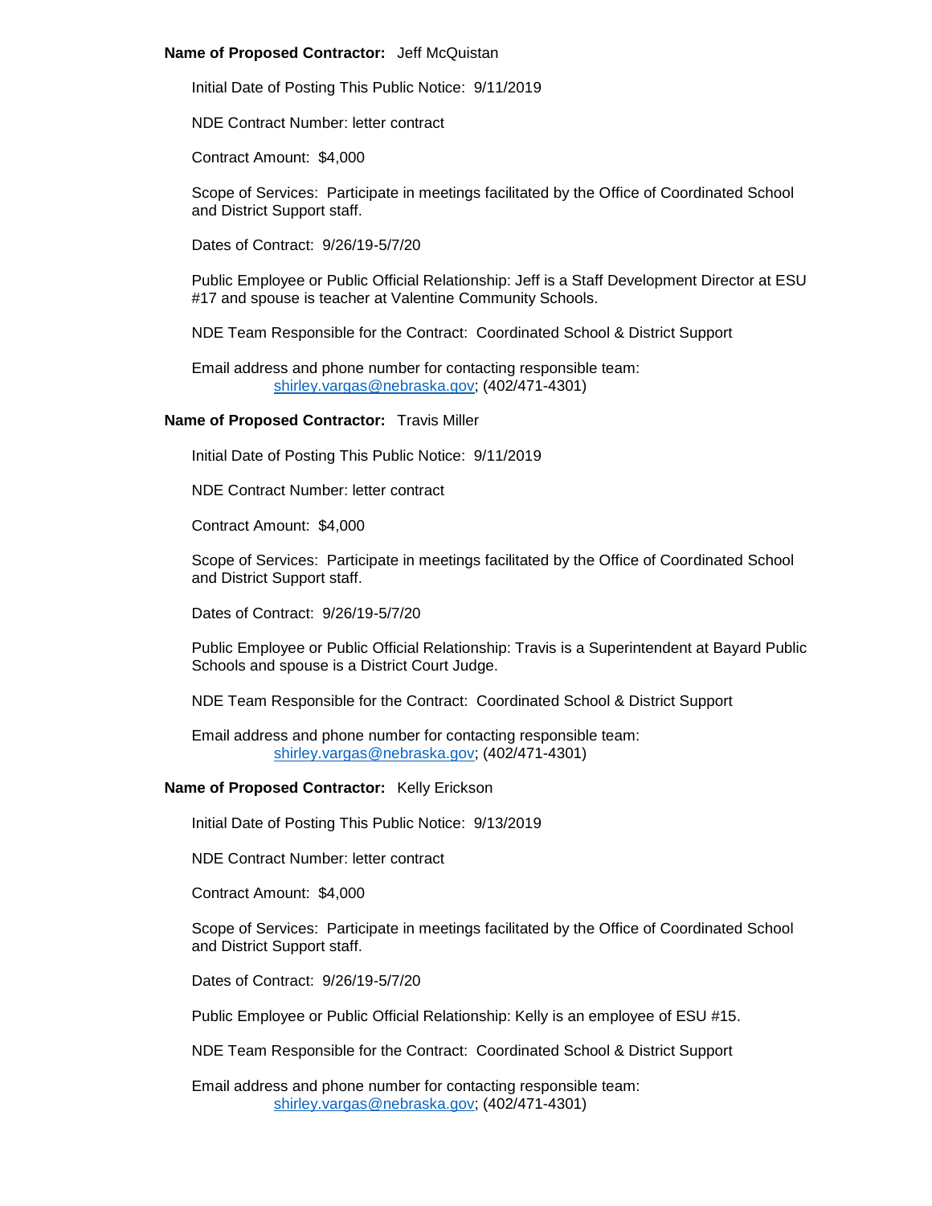**Name of Proposed Contractor:** Jeff McQuistan

Initial Date of Posting This Public Notice: 9/11/2019

NDE Contract Number: letter contract

Contract Amount: $4,000

Scope of Services: Participate in meetings facilitated by the Office of Coordinated School and District Support staff.

Dates of Contract: 9/26/19-5/7/20

Public Employee or Public Official Relationship: Jeff is a Staff Development Director at ESU #17 and spouse is teacher at Valentine Community Schools.

NDE Team Responsible for the Contract: Coordinated School & District Support

Email address and phone number for contacting responsible team:
shirley.vargas@nebraska.gov; (402/471-4301)

**Name of Proposed Contractor:** Travis Miller

Initial Date of Posting This Public Notice: 9/11/2019

NDE Contract Number: letter contract

Contract Amount: $4,000

Scope of Services: Participate in meetings facilitated by the Office of Coordinated School and District Support staff.

Dates of Contract: 9/26/19-5/7/20

Public Employee or Public Official Relationship: Travis is a Superintendent at Bayard Public Schools and spouse is a District Court Judge.

NDE Team Responsible for the Contract: Coordinated School & District Support

Email address and phone number for contacting responsible team:
shirley.vargas@nebraska.gov; (402/471-4301)

**Name of Proposed Contractor:** Kelly Erickson

Initial Date of Posting This Public Notice: 9/13/2019

NDE Contract Number: letter contract

Contract Amount: $4,000

Scope of Services: Participate in meetings facilitated by the Office of Coordinated School and District Support staff.

Dates of Contract: 9/26/19-5/7/20

Public Employee or Public Official Relationship: Kelly is an employee of ESU #15.

NDE Team Responsible for the Contract: Coordinated School & District Support

Email address and phone number for contacting responsible team:
shirley.vargas@nebraska.gov; (402/471-4301)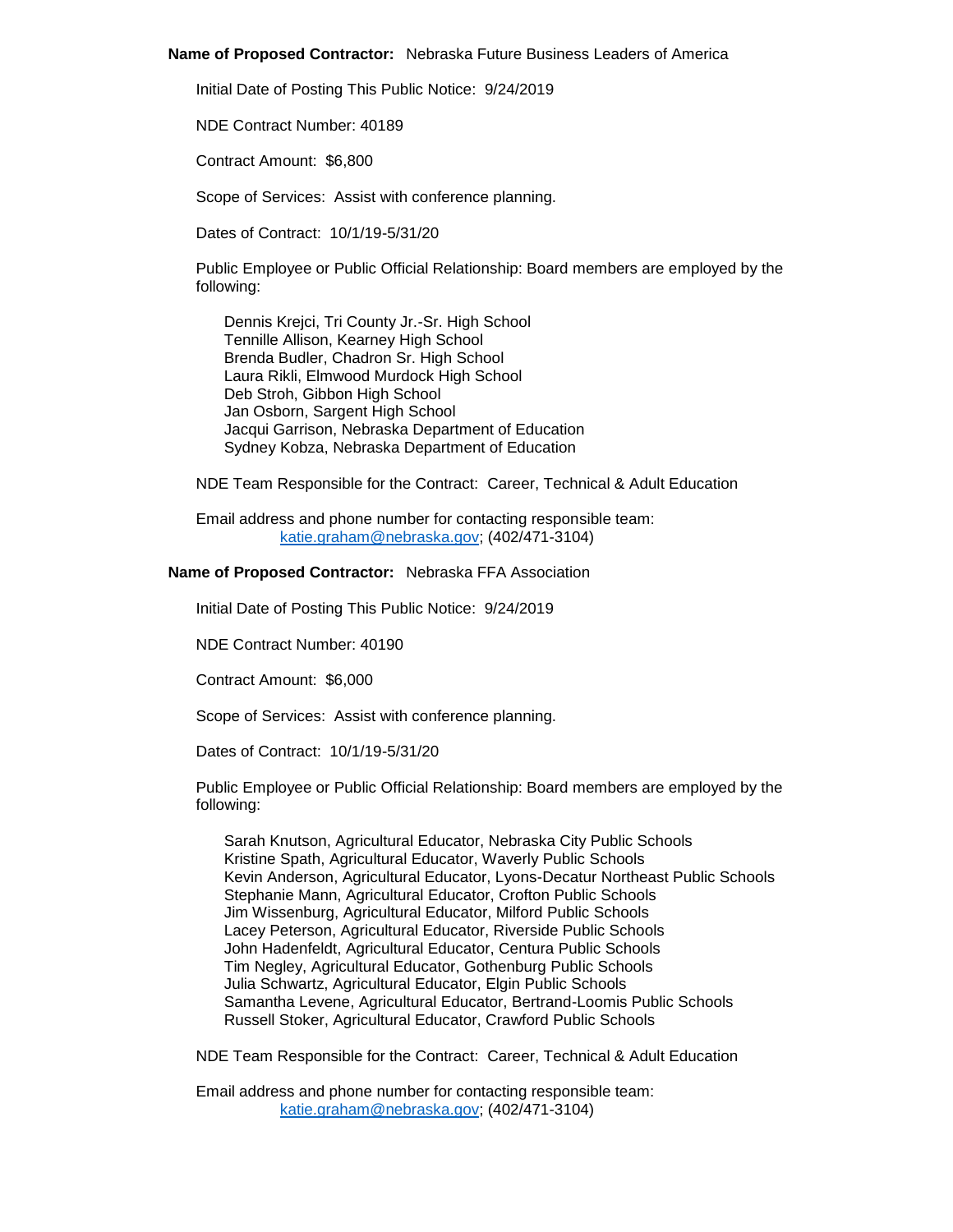**Name of Proposed Contractor:** Nebraska Future Business Leaders of America

Initial Date of Posting This Public Notice: 9/24/2019

NDE Contract Number: 40189

Contract Amount: $6,800

Scope of Services: Assist with conference planning.

Dates of Contract: 10/1/19-5/31/20

Public Employee or Public Official Relationship: Board members are employed by the following:

Dennis Krejci, Tri County Jr.-Sr. High School
Tennille Allison, Kearney High School
Brenda Budler, Chadron Sr. High School
Laura Rikli, Elmwood Murdock High School
Deb Stroh, Gibbon High School
Jan Osborn, Sargent High School
Jacqui Garrison, Nebraska Department of Education
Sydney Kobza, Nebraska Department of Education

NDE Team Responsible for the Contract: Career, Technical & Adult Education

Email address and phone number for contacting responsible team:
katie.graham@nebraska.gov; (402/471-3104)

**Name of Proposed Contractor:** Nebraska FFA Association

Initial Date of Posting This Public Notice: 9/24/2019

NDE Contract Number: 40190

Contract Amount: $6,000

Scope of Services: Assist with conference planning.

Dates of Contract: 10/1/19-5/31/20

Public Employee or Public Official Relationship: Board members are employed by the following:

Sarah Knutson, Agricultural Educator, Nebraska City Public Schools
Kristine Spath, Agricultural Educator, Waverly Public Schools
Kevin Anderson, Agricultural Educator, Lyons-Decatur Northeast Public Schools
Stephanie Mann, Agricultural Educator, Crofton Public Schools
Jim Wissenburg, Agricultural Educator, Milford Public Schools
Lacey Peterson, Agricultural Educator, Riverside Public Schools
John Hadenfeldt, Agricultural Educator, Centura Public Schools
Tim Negley, Agricultural Educator, Gothenburg Public Schools
Julia Schwartz, Agricultural Educator, Elgin Public Schools
Samantha Levene, Agricultural Educator, Bertrand-Loomis Public Schools
Russell Stoker, Agricultural Educator, Crawford Public Schools

NDE Team Responsible for the Contract: Career, Technical & Adult Education

Email address and phone number for contacting responsible team:
katie.graham@nebraska.gov; (402/471-3104)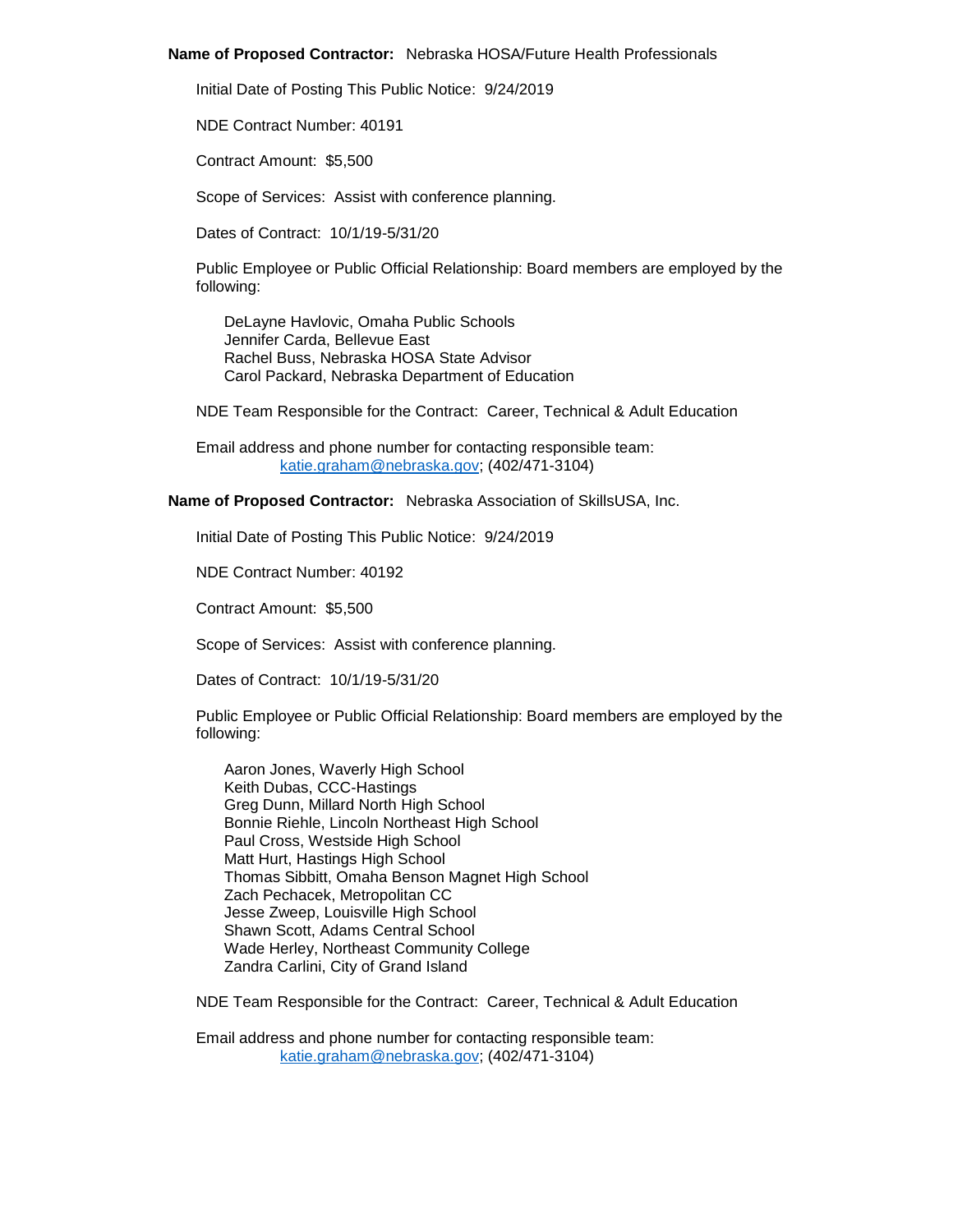**Name of Proposed Contractor:** Nebraska HOSA/Future Health Professionals

Initial Date of Posting This Public Notice: 9/24/2019

NDE Contract Number: 40191

Contract Amount: $5,500

Scope of Services: Assist with conference planning.

Dates of Contract: 10/1/19-5/31/20

Public Employee or Public Official Relationship: Board members are employed by the following:

DeLayne Havlovic, Omaha Public Schools
Jennifer Carda, Bellevue East
Rachel Buss, Nebraska HOSA State Advisor
Carol Packard, Nebraska Department of Education

NDE Team Responsible for the Contract: Career, Technical & Adult Education

Email address and phone number for contacting responsible team:
katie.graham@nebraska.gov; (402/471-3104)

**Name of Proposed Contractor:** Nebraska Association of SkillsUSA, Inc.

Initial Date of Posting This Public Notice: 9/24/2019

NDE Contract Number: 40192

Contract Amount: $5,500

Scope of Services: Assist with conference planning.

Dates of Contract: 10/1/19-5/31/20

Public Employee or Public Official Relationship: Board members are employed by the following:

Aaron Jones, Waverly High School
Keith Dubas, CCC-Hastings
Greg Dunn, Millard North High School
Bonnie Riehle, Lincoln Northeast High School
Paul Cross, Westside High School
Matt Hurt, Hastings High School
Thomas Sibbitt, Omaha Benson Magnet High School
Zach Pechacek, Metropolitan CC
Jesse Zweep, Louisville High School
Shawn Scott, Adams Central School
Wade Herley, Northeast Community College
Zandra Carlini, City of Grand Island

NDE Team Responsible for the Contract: Career, Technical & Adult Education

Email address and phone number for contacting responsible team:
katie.graham@nebraska.gov; (402/471-3104)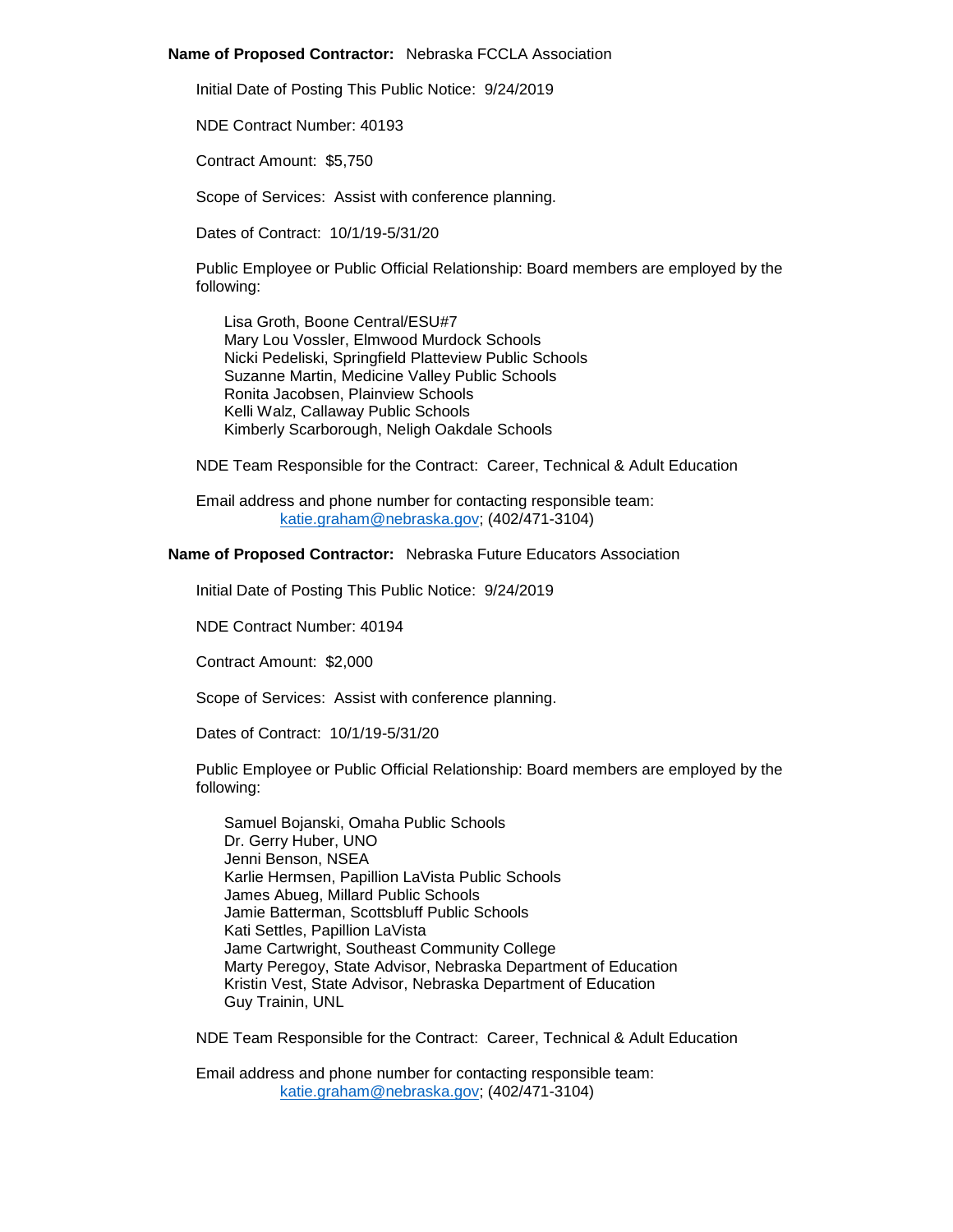**Name of Proposed Contractor:** Nebraska FCCLA Association

Initial Date of Posting This Public Notice: 9/24/2019

NDE Contract Number: 40193

Contract Amount: $5,750

Scope of Services: Assist with conference planning.

Dates of Contract: 10/1/19-5/31/20

Public Employee or Public Official Relationship: Board members are employed by the following:

Lisa Groth, Boone Central/ESU#7
Mary Lou Vossler, Elmwood Murdock Schools
Nicki Pedeliski, Springfield Platteview Public Schools
Suzanne Martin, Medicine Valley Public Schools
Ronita Jacobsen, Plainview Schools
Kelli Walz, Callaway Public Schools
Kimberly Scarborough, Neligh Oakdale Schools

NDE Team Responsible for the Contract: Career, Technical & Adult Education

Email address and phone number for contacting responsible team:
katie.graham@nebraska.gov; (402/471-3104)

**Name of Proposed Contractor:** Nebraska Future Educators Association

Initial Date of Posting This Public Notice: 9/24/2019

NDE Contract Number: 40194

Contract Amount: $2,000

Scope of Services: Assist with conference planning.

Dates of Contract: 10/1/19-5/31/20

Public Employee or Public Official Relationship: Board members are employed by the following:

Samuel Bojanski, Omaha Public Schools
Dr. Gerry Huber, UNO
Jenni Benson, NSEA
Karlie Hermsen, Papillion LaVista Public Schools
James Abueg, Millard Public Schools
Jamie Batterman, Scottsbluff Public Schools
Kati Settles, Papillion LaVista
Jame Cartwright, Southeast Community College
Marty Peregoy, State Advisor, Nebraska Department of Education
Kristin Vest, State Advisor, Nebraska Department of Education
Guy Trainin, UNL

NDE Team Responsible for the Contract: Career, Technical & Adult Education

Email address and phone number for contacting responsible team:
katie.graham@nebraska.gov; (402/471-3104)